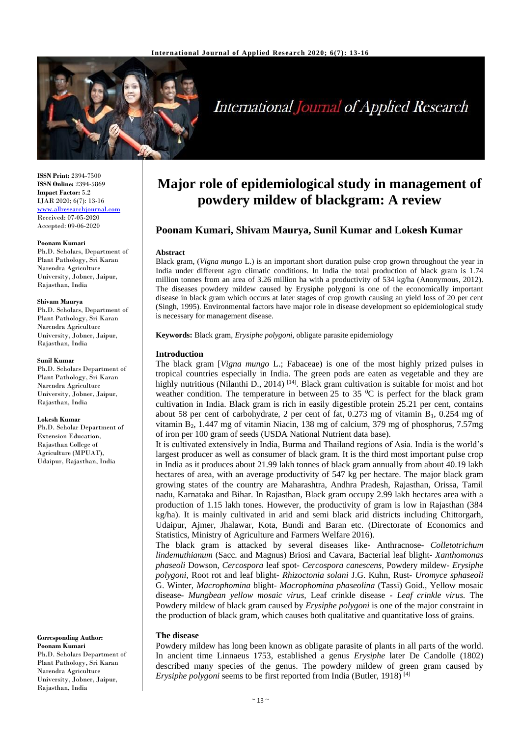**ISSN Print:** 2394-7500
**ISSN Online:** 2394-5869
**Impact Factor:** 5.2
IJAR 2020; 6(7): 13-16
www.allresearchjournal.com
Received: 07-05-2020
Accepted: 09-06-2020

**Poonam Kumari**
Ph.D. Scholars, Department of Plant Pathology, Sri Karan Narendra Agriculture University, Jobner, Jaipur, Rajasthan, India

**Shivam Maurya**
Ph.D. Scholars, Department of Plant Pathology, Sri Karan Narendra Agriculture University, Jobner, Jaipur, Rajasthan, India

**Sunil Kumar**
Ph.D. Scholars Department of Plant Pathology, Sri Karan Narendra Agriculture University, Jobner, Jaipur, Rajasthan, India

**Lokesh Kumar**
Ph.D. Scholar Department of Extension Education, Rajasthan College of Agriculture (MPUAT), Udaipur, Rajasthan, India

**Corresponding Author:**
**Poonam Kumari**
Ph.D. Scholars Department of Plant Pathology, Sri Karan Narendra Agriculture University, Jobner, Jaipur, Rajasthan, India

# Major role of epidemiological study in management of powdery mildew of blackgram: A review

## Poonam Kumari, Shivam Maurya, Sunil Kumar and Lokesh Kumar

### Abstract

Black gram, (*Vigna mungo* L.) is an important short duration pulse crop grown throughout the year in India under different agro climatic conditions. In India the total production of black gram is 1.74 million tonnes from an area of 3.26 million ha with a productivity of 534 kg/ha (Anonymous, 2012). The diseases powdery mildew caused by Erysiphe polygoni is one of the economically important disease in black gram which occurs at later stages of crop growth causing an yield loss of 20 per cent (Singh, 1995). Environmental factors have major role in disease development so epidemiological study is necessary for management disease.

**Keywords:** Black gram, *Erysiphe polygoni*, obligate parasite epidemiology

### Introduction

The black gram [*Vigna mungo* L.; Fabaceae) is one of the most highly prized pulses in tropical countries especially in India. The green pods are eaten as vegetable and they are highly nutritious (Nilanthi D., 2014) [14]. Black gram cultivation is suitable for moist and hot weather condition. The temperature in between 25 to 35 $^{0}$C is perfect for the black gram cultivation in India. Black gram is rich in easily digestible protein 25.21 per cent, contains about 58 per cent of carbohydrate, 2 per cent of fat, 0.273 mg of vitamin $B_1$, 0.254 mg of vitamin $B_2$, 1.447 mg of vitamin Niacin, 138 mg of calcium, 379 mg of phosphorus, 7.57mg of iron per 100 gram of seeds (USDA National Nutrient data base).

It is cultivated extensively in India, Burma and Thailand regions of Asia. India is the world's largest producer as well as consumer of black gram. It is the third most important pulse crop in India as it produces about 21.99 lakh tonnes of black gram annually from about 40.19 lakh hectares of area, with an average productivity of 547 kg per hectare. The major black gram growing states of the country are Maharashtra, Andhra Pradesh, Rajasthan, Orissa, Tamil nadu, Karnataka and Bihar. In Rajasthan, Black gram occupy 2.99 lakh hectares area with a production of 1.15 lakh tones. However, the productivity of gram is low in Rajasthan (384 kg/ha). It is mainly cultivated in arid and semi black arid districts including Chittorgarh, Udaipur, Ajmer, Jhalawar, Kota, Bundi and Baran etc. (Directorate of Economics and Statistics, Ministry of Agriculture and Farmers Welfare 2016).

The black gram is attacked by several diseases like- Anthracnose- *Colletotrichum lindemuthianum* (Sacc. and Magnus) Briosi and Cavara, Bacterial leaf blight- *Xanthomonas phaseoli* Dowson, *Cercospora* leaf spot- *Cercospora canescens*, Powdery mildew- *Erysiphe polygoni*, Root rot and leaf blight- *Rhizoctonia solani* J.G. Kuhn, Rust- *Uromyce sphaseoli* G. Winter, *Macrophomina* blight- *Macrophomina phaseolina* (Tassi) Goid., Yellow mosaic disease- *Mungbean yellow mosaic virus*, Leaf crinkle disease - *Leaf crinkle virus.* The Powdery mildew of black gram caused by *Erysiphe polygoni* is one of the major constraint in the production of black gram, which causes both qualitative and quantitative loss of grains.

### The disease

Powdery mildew has long been known as obligate parasite of plants in all parts of the world. In ancient time Linnaeus 1753, established a genus *Erysiphe* later De Candolle (1802) described many species of the genus. The powdery mildew of green gram caused by *Erysiphe polygoni* seems to be first reported from India (Butler, 1918) [4]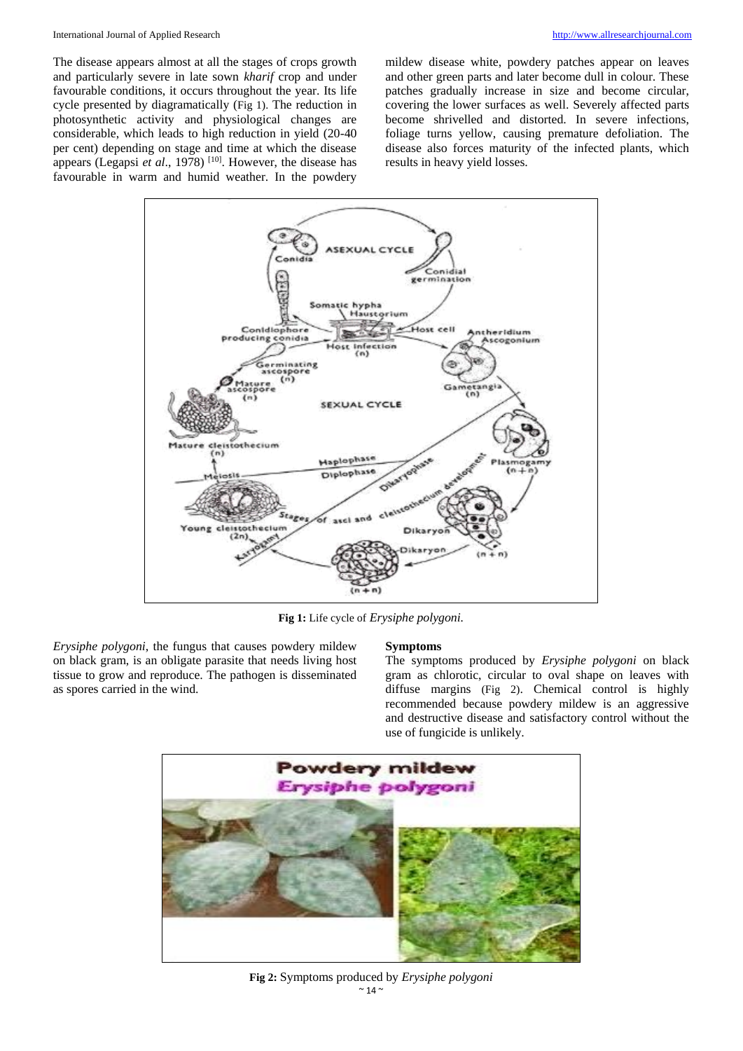The disease appears almost at all the stages of crops growth and particularly severe in late sown *kharif* crop and under favourable conditions, it occurs throughout the year. Its life cycle presented by diagrammatically (Fig 1). The reduction in photosynthetic activity and physiological changes are considerable, which leads to high reduction in yield (20-40 per cent) depending on stage and time at which the disease appears (Legapsi *et al*., 1978) [10]. However, the disease has favourable in warm and humid weather. In the powdery mildew disease white, powdery patches appear on leaves and other green parts and later become dull in colour. These patches gradually increase in size and become circular, covering the lower surfaces as well. Severely affected parts become shrivelled and distorted. In severe infections, foliage turns yellow, causing premature defoliation. The disease also forces maturity of the infected plants, which results in heavy yield losses.

**Fig 1:** Life cycle of *Erysiphe polygoni.*

*Erysiphe polygoni*, the fungus that causes powdery mildew on black gram, is an obligate parasite that needs living host tissue to grow and reproduce. The pathogen is disseminated as spores carried in the wind.

**Symptoms**

The symptoms produced by *Erysiphe polygoni* on black gram as chlorotic, circular to oval shape on leaves with diffuse margins (Fig 2). Chemical control is highly recommended because powdery mildew is an aggressive and destructive disease and satisfactory control without the use of fungicide is unlikely.

**Fig 2:** Symptoms produced by *Erysiphe polygoni*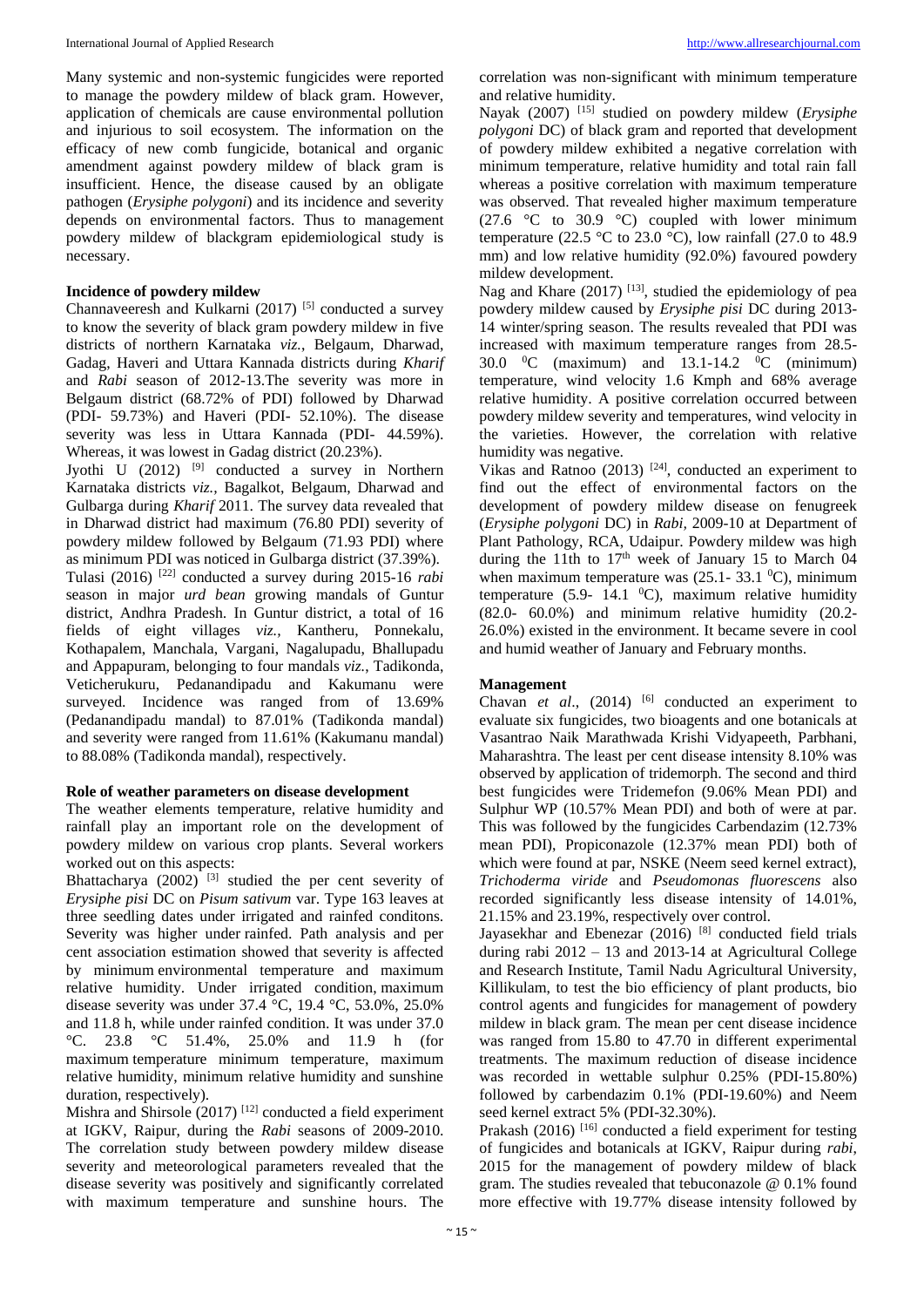Many systemic and non-systemic fungicides were reported to manage the powdery mildew of black gram. However, application of chemicals are cause environmental pollution and injurious to soil ecosystem. The information on the efficacy of new comb fungicide, botanical and organic amendment against powdery mildew of black gram is insufficient. Hence, the disease caused by an obligate pathogen (*Erysiphe polygoni*) and its incidence and severity depends on environmental factors. Thus to management powdery mildew of blackgram epidemiological study is necessary.

### Incidence of powdery mildew

Channaveeresh and Kulkarni (2017) [5] conducted a survey to know the severity of black gram powdery mildew in five districts of northern Karnataka *viz.*, Belgaum, Dharwad, Gadag, Haveri and Uttara Kannada districts during *Kharif* and *Rabi* season of 2012-13.The severity was more in Belgaum district (68.72% of PDI) followed by Dharwad (PDI- 59.73%) and Haveri (PDI- 52.10%). The disease severity was less in Uttara Kannada (PDI- 44.59%). Whereas, it was lowest in Gadag district (20.23%).

Jyothi U (2012) [9] conducted a survey in Northern Karnataka districts *viz.,* Bagalkot, Belgaum, Dharwad and Gulbarga during *Kharif* 2011. The survey data revealed that in Dharwad district had maximum (76.80 PDI) severity of powdery mildew followed by Belgaum (71.93 PDI) where as minimum PDI was noticed in Gulbarga district (37.39%).

Tulasi (2016) [22] conducted a survey during 2015-16 *rabi* season in major *urd bean* growing mandals of Guntur district, Andhra Pradesh. In Guntur district, a total of 16 fields of eight villages *viz.*, Kantheru, Ponnekalu, Kothapalem, Manchala, Vargani, Nagalupadu, Bhallupadu and Appapuram, belonging to four mandals *viz.*, Tadikonda, Veticherukuru, Pedanandipadu and Kakumanu were surveyed. Incidence was ranged from of 13.69% (Pedanandipadu mandal) to 87.01% (Tadikonda mandal) and severity were ranged from 11.61% (Kakumanu mandal) to 88.08% (Tadikonda mandal), respectively.

### Role of weather parameters on disease development

The weather elements temperature, relative humidity and rainfall play an important role on the development of powdery mildew on various crop plants. Several workers worked out on this aspects:

Bhattacharya (2002) [3] studied the per cent severity of *Erysiphe pisi* DC on *Pisum sativum* var. Type 163 leaves at three seedling dates under irrigated and rainfed conditons. Severity was higher under rainfed. Path analysis and per cent association estimation showed that severity is affected by minimum environmental temperature and maximum relative humidity. Under irrigated condition, maximum disease severity was under 37.4 °C, 19.4 °C, 53.0%, 25.0% and 11.8 h, while under rainfed condition. It was under 37.0 °C. 23.8 °C 51.4%, 25.0% and 11.9 h (for maximum temperature minimum temperature, maximum relative humidity, minimum relative humidity and sunshine duration, respectively).

Mishra and Shirsole (2017) [12] conducted a field experiment at IGKV, Raipur, during the *Rabi* seasons of 2009-2010. The correlation study between powdery mildew disease severity and meteorological parameters revealed that the disease severity was positively and significantly correlated with maximum temperature and sunshine hours. The correlation was non-significant with minimum temperature and relative humidity.

Nayak (2007) [15] studied on powdery mildew (*Erysiphe polygoni* DC) of black gram and reported that development of powdery mildew exhibited a negative correlation with minimum temperature, relative humidity and total rain fall whereas a positive correlation with maximum temperature was observed. That revealed higher maximum temperature (27.6 °C to 30.9 °C) coupled with lower minimum temperature (22.5 °C to 23.0 °C), low rainfall (27.0 to 48.9 mm) and low relative humidity (92.0%) favoured powdery mildew development.

Nag and Khare (2017) [13], studied the epidemiology of pea powdery mildew caused by *Erysiphe pisi* DC during 2013-14 winter/spring season. The results revealed that PDI was increased with maximum temperature ranges from 28.5-30.0 $^0$C (maximum) and 13.1-14.2 $^0$C (minimum) temperature, wind velocity 1.6 Kmph and 68% average relative humidity. A positive correlation occurred between powdery mildew severity and temperatures, wind velocity in the varieties. However, the correlation with relative humidity was negative.

Vikas and Ratnoo (2013) [24], conducted an experiment to find out the effect of environmental factors on the development of powdery mildew disease on fenugreek (*Erysiphe polygoni* DC) in *Rabi,* 2009-10 at Department of Plant Pathology, RCA, Udaipur. Powdery mildew was high during the 11th to 17$^{th}$ week of January 15 to March 04 when maximum temperature was (25.1- 33.1 $^0$C), minimum temperature (5.9- 14.1 $^0$C), maximum relative humidity (82.0- 60.0%) and minimum relative humidity (20.2-26.0%) existed in the environment. It became severe in cool and humid weather of January and February months.

### Management

Chavan *et al*., (2014) [6] conducted an experiment to evaluate six fungicides, two bioagents and one botanicals at Vasantrao Naik Marathwada Krishi Vidyapeeth, Parbhani, Maharashtra. The least per cent disease intensity 8.10% was observed by application of tridemorph. The second and third best fungicides were Tridemefon (9.06% Mean PDI) and Sulphur WP (10.57% Mean PDI) and both of were at par. This was followed by the fungicides Carbendazim (12.73% mean PDI), Propiconazole (12.37% mean PDI) both of which were found at par, NSKE (Neem seed kernel extract), *Trichoderma viride* and *Pseudomonas fluorescens* also recorded significantly less disease intensity of 14.01%, 21.15% and 23.19%, respectively over control.

Jayasekhar and Ebenezar (2016) [8] conducted field trials during rabi 2012 – 13 and 2013-14 at Agricultural College and Research Institute, Tamil Nadu Agricultural University, Killikulam, to test the bio efficiency of plant products, bio control agents and fungicides for management of powdery mildew in black gram. The mean per cent disease incidence was ranged from 15.80 to 47.70 in different experimental treatments. The maximum reduction of disease incidence was recorded in wettable sulphur 0.25% (PDI-15.80%) followed by carbendazim 0.1% (PDI-19.60%) and Neem seed kernel extract 5% (PDI-32.30%).

Prakash (2016) [16] conducted a field experiment for testing of fungicides and botanicals at IGKV, Raipur during *rabi*, 2015 for the management of powdery mildew of black gram. The studies revealed that tebuconazole @ 0.1% found more effective with 19.77% disease intensity followed by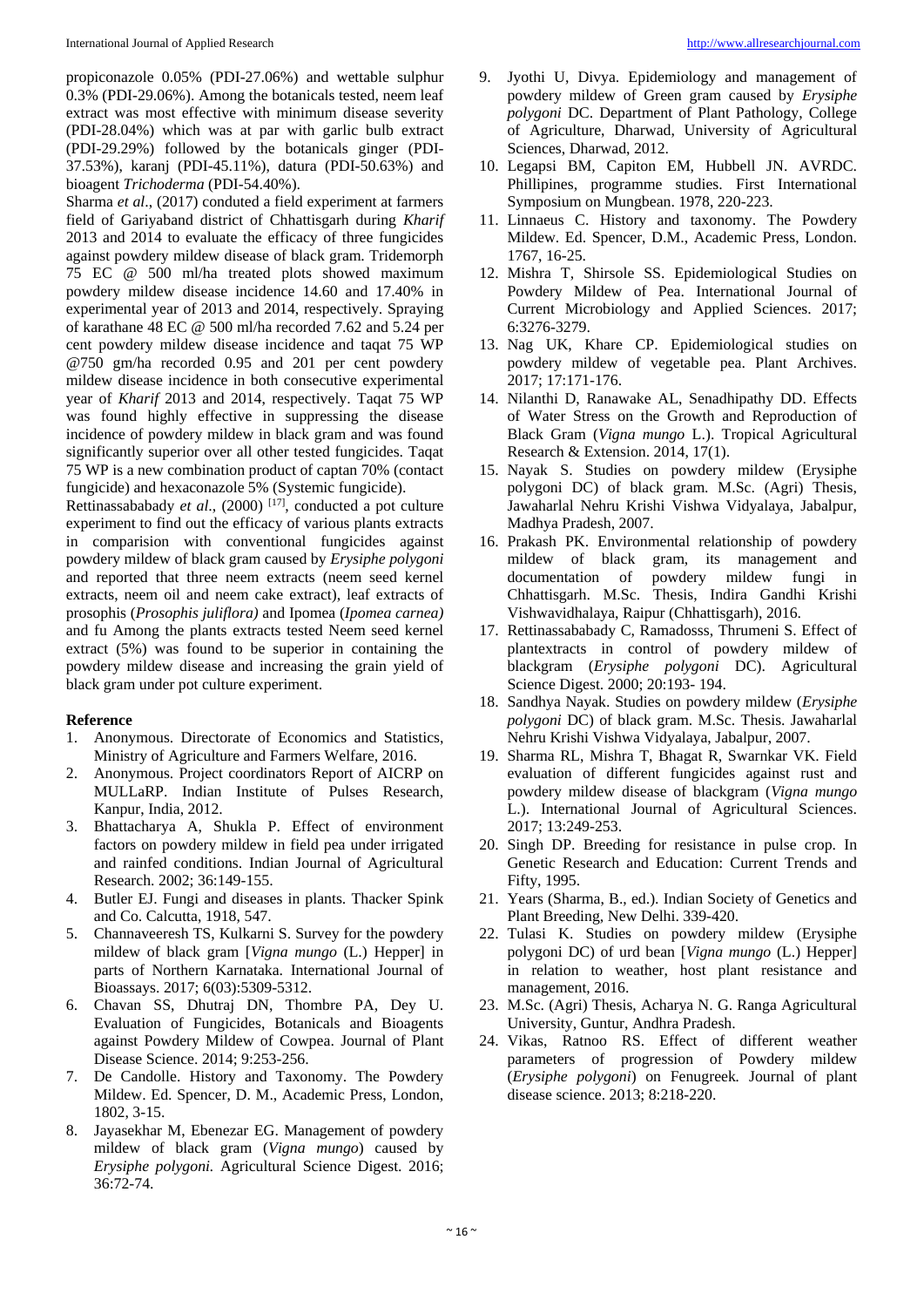propiconazole 0.05% (PDI-27.06%) and wettable sulphur 0.3% (PDI-29.06%). Among the botanicals tested, neem leaf extract was most effective with minimum disease severity (PDI-28.04%) which was at par with garlic bulb extract (PDI-29.29%) followed by the botanicals ginger (PDI-37.53%), karanj (PDI-45.11%), datura (PDI-50.63%) and bioagent *Trichoderma* (PDI-54.40%).

Sharma *et al*., (2017) conduted a field experiment at farmers field of Gariyaband district of Chhattisgarh during *Kharif* 2013 and 2014 to evaluate the efficacy of three fungicides against powdery mildew disease of black gram. Tridemorph 75 EC @ 500 ml/ha treated plots showed maximum powdery mildew disease incidence 14.60 and 17.40% in experimental year of 2013 and 2014, respectively. Spraying of karathane 48 EC @ 500 ml/ha recorded 7.62 and 5.24 per cent powdery mildew disease incidence and taqat 75 WP @750 gm/ha recorded 0.95 and 201 per cent powdery mildew disease incidence in both consecutive experimental year of *Kharif* 2013 and 2014, respectively. Taqat 75 WP was found highly effective in suppressing the disease incidence of powdery mildew in black gram and was found significantly superior over all other tested fungicides. Taqat 75 WP is a new combination product of captan 70% (contact fungicide) and hexaconazole 5% (Systemic fungicide).

Rettinassababady *et al*., (2000) [17], conducted a pot culture experiment to find out the efficacy of various plants extracts in comparision with conventional fungicides against powdery mildew of black gram caused by *Erysiphe polygoni* and reported that three neem extracts (neem seed kernel extracts, neem oil and neem cake extract), leaf extracts of prosophis (*Prosophis juliflora)* and Ipomea (*Ipomea carnea)* and fu Among the plants extracts tested Neem seed kernel extract (5%) was found to be superior in containing the powdery mildew disease and increasing the grain yield of black gram under pot culture experiment.

**Reference**

1. Anonymous. Directorate of Economics and Statistics, Ministry of Agriculture and Farmers Welfare, 2016.
2. Anonymous. Project coordinators Report of AICRP on MULLaRP. Indian Institute of Pulses Research, Kanpur, India, 2012.
3. Bhattacharya A, Shukla P. Effect of environment factors on powdery mildew in field pea under irrigated and rainfed conditions. Indian Journal of Agricultural Research. 2002; 36:149-155.
4. Butler EJ. Fungi and diseases in plants. Thacker Spink and Co. Calcutta, 1918, 547.
5. Channaveeresh TS, Kulkarni S. Survey for the powdery mildew of black gram [*Vigna mungo* (L.) Hepper] in parts of Northern Karnataka. International Journal of Bioassays. 2017; 6(03):5309-5312.
6. Chavan SS, Dhutraj DN, Thombre PA, Dey U. Evaluation of Fungicides, Botanicals and Bioagents against Powdery Mildew of Cowpea. Journal of Plant Disease Science. 2014; 9:253-256.
7. De Candolle. History and Taxonomy. The Powdery Mildew. Ed. Spencer, D. M., Academic Press, London, 1802, 3-15.
8. Jayasekhar M, Ebenezar EG. Management of powdery mildew of black gram (*Vigna mungo*) caused by *Erysiphe polygoni.* Agricultural Science Digest. 2016; 36:72-74.
9. Jyothi U, Divya. Epidemiology and management of powdery mildew of Green gram caused by *Erysiphe polygoni* DC. Department of Plant Pathology, College of Agriculture, Dharwad, University of Agricultural Sciences, Dharwad, 2012.
10. Legapsi BM, Capiton EM, Hubbell JN. AVRDC. Phillipines, programme studies. First International Symposium on Mungbean. 1978, 220-223.
11. Linnaeus C. History and taxonomy. The Powdery Mildew. Ed. Spencer, D.M., Academic Press, London. 1767, 16-25.
12. Mishra T, Shirsole SS. Epidemiological Studies on Powdery Mildew of Pea. International Journal of Current Microbiology and Applied Sciences. 2017; 6:3276-3279.
13. Nag UK, Khare CP. Epidemiological studies on powdery mildew of vegetable pea. Plant Archives. 2017; 17:171-176.
14. Nilanthi D, Ranawake AL, Senadhipathy DD. Effects of Water Stress on the Growth and Reproduction of Black Gram (*Vigna mungo* L.). Tropical Agricultural Research & Extension. 2014, 17(1).
15. Nayak S. Studies on powdery mildew (Erysiphe polygoni DC) of black gram. M.Sc. (Agri) Thesis, Jawaharlal Nehru Krishi Vishwa Vidyalaya, Jabalpur, Madhya Pradesh, 2007.
16. Prakash PK. Environmental relationship of powdery mildew of black gram, its management and documentation of powdery mildew fungi in Chhattisgarh. M.Sc. Thesis, Indira Gandhi Krishi Vishwavidhalaya, Raipur (Chhattisgarh), 2016.
17. Rettinassababady C, Ramadosss, Thrumeni S. Effect of plantextracts in control of powdery mildew of blackgram (*Erysiphe polygoni* DC). Agricultural Science Digest. 2000; 20:193- 194.
18. Sandhya Nayak. Studies on powdery mildew (*Erysiphe polygoni* DC) of black gram. M.Sc. Thesis. Jawaharlal Nehru Krishi Vishwa Vidyalaya, Jabalpur, 2007.
19. Sharma RL, Mishra T, Bhagat R, Swarnkar VK. Field evaluation of different fungicides against rust and powdery mildew disease of blackgram (*Vigna mungo* L.). International Journal of Agricultural Sciences. 2017; 13:249-253.
20. Singh DP. Breeding for resistance in pulse crop. In Genetic Research and Education: Current Trends and Fifty, 1995.
21. Years (Sharma, B., ed.). Indian Society of Genetics and Plant Breeding, New Delhi. 339-420.
22. Tulasi K. Studies on powdery mildew (Erysiphe polygoni DC) of urd bean [*Vigna mungo* (L.) Hepper] in relation to weather, host plant resistance and management, 2016.
23. M.Sc. (Agri) Thesis, Acharya N. G. Ranga Agricultural University, Guntur, Andhra Pradesh.
24. Vikas, Ratnoo RS. Effect of different weather parameters of progression of Powdery mildew (*Erysiphe polygoni*) on Fenugreek*.* Journal of plant disease science. 2013; 8:218-220.